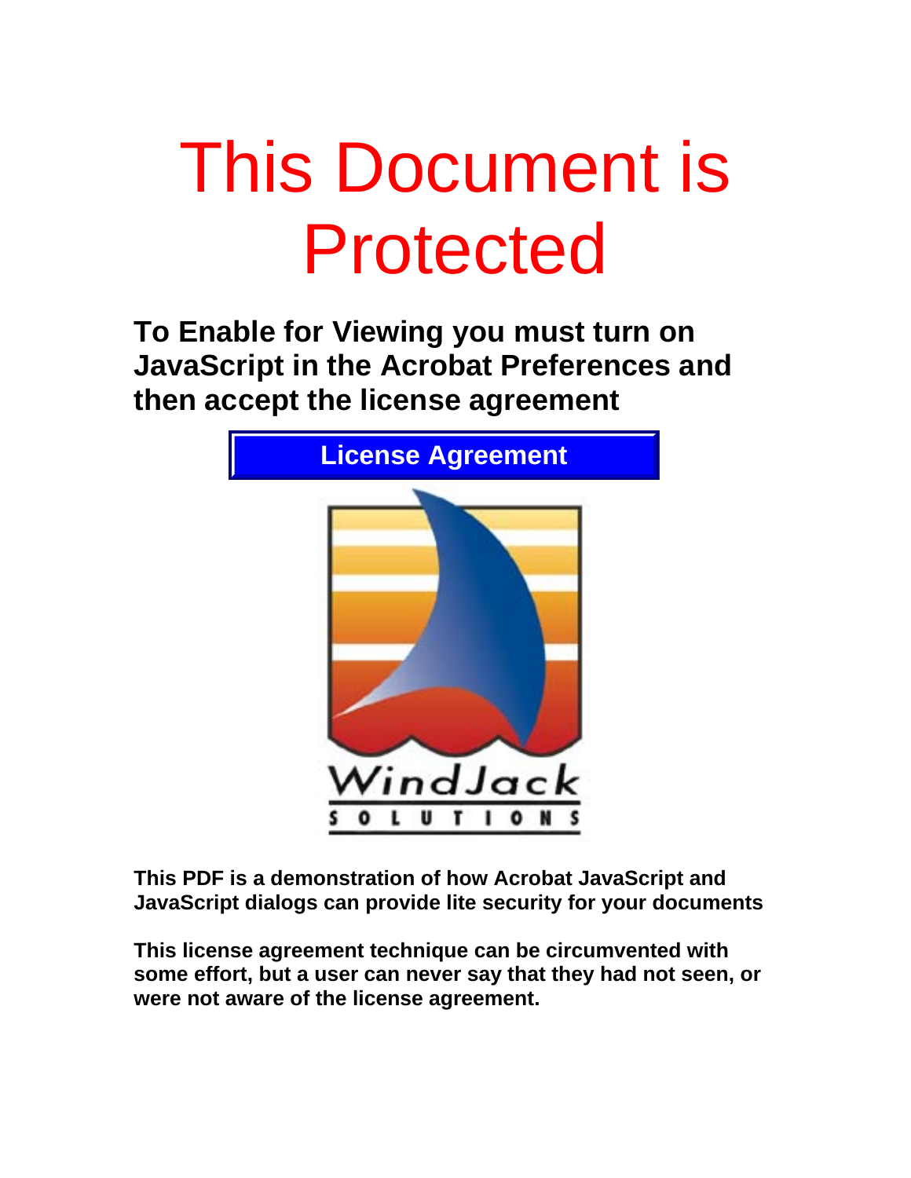# This Document is Protected

**To Enable for Viewing you must turn on JavaScript in the Acrobat Preferences and then accept the license agreement**

**License Agreement**

WindJack SOLUTIONS

**This PDF is a demonstration of how Acrobat JavaScript and JavaScript dialogs can provide lite security for your documents**

**This license agreement technique can be circumvented with some effort, but a user can never say that they had not seen, or were not aware of the license agreement.**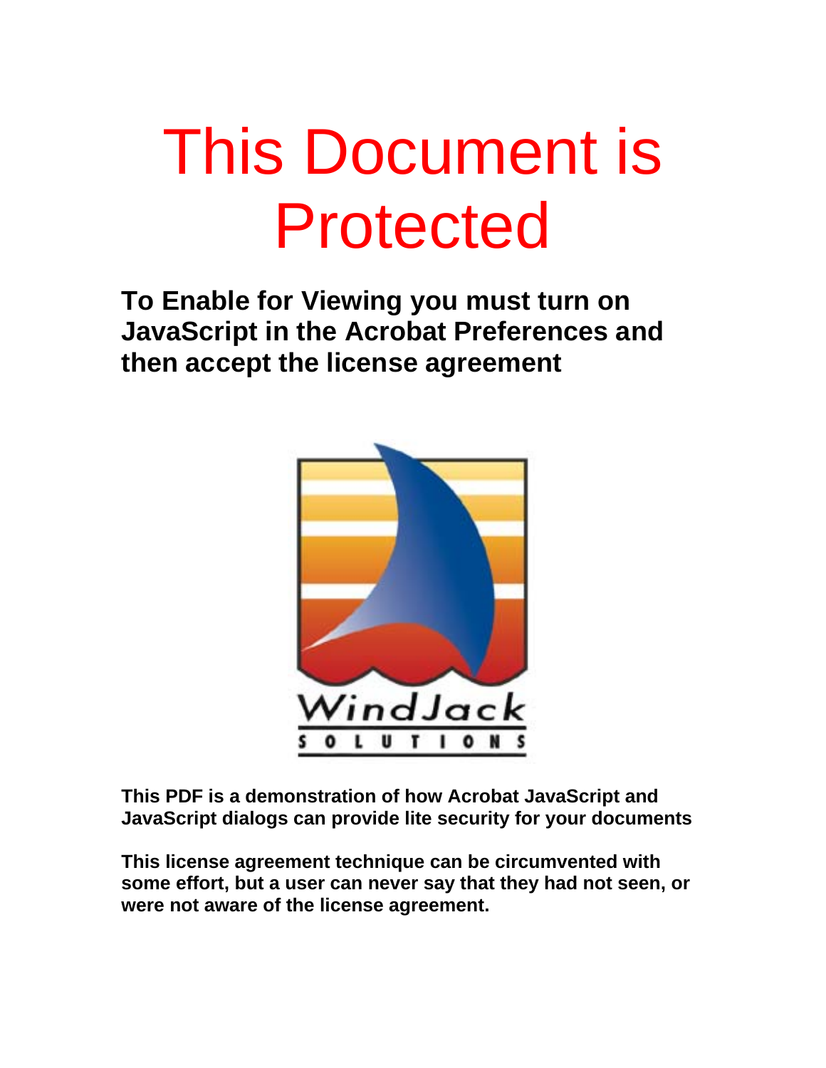# This Document is Protected

**To Enable for Viewing you must turn on JavaScript in the Acrobat Preferences and then accept the license agreement**

**This PDF is a demonstration of how Acrobat JavaScript and JavaScript dialogs can provide lite security for your documents**

**This license agreement technique can be circumvented with some effort, but a user can never say that they had not seen, or were not aware of the license agreement.**